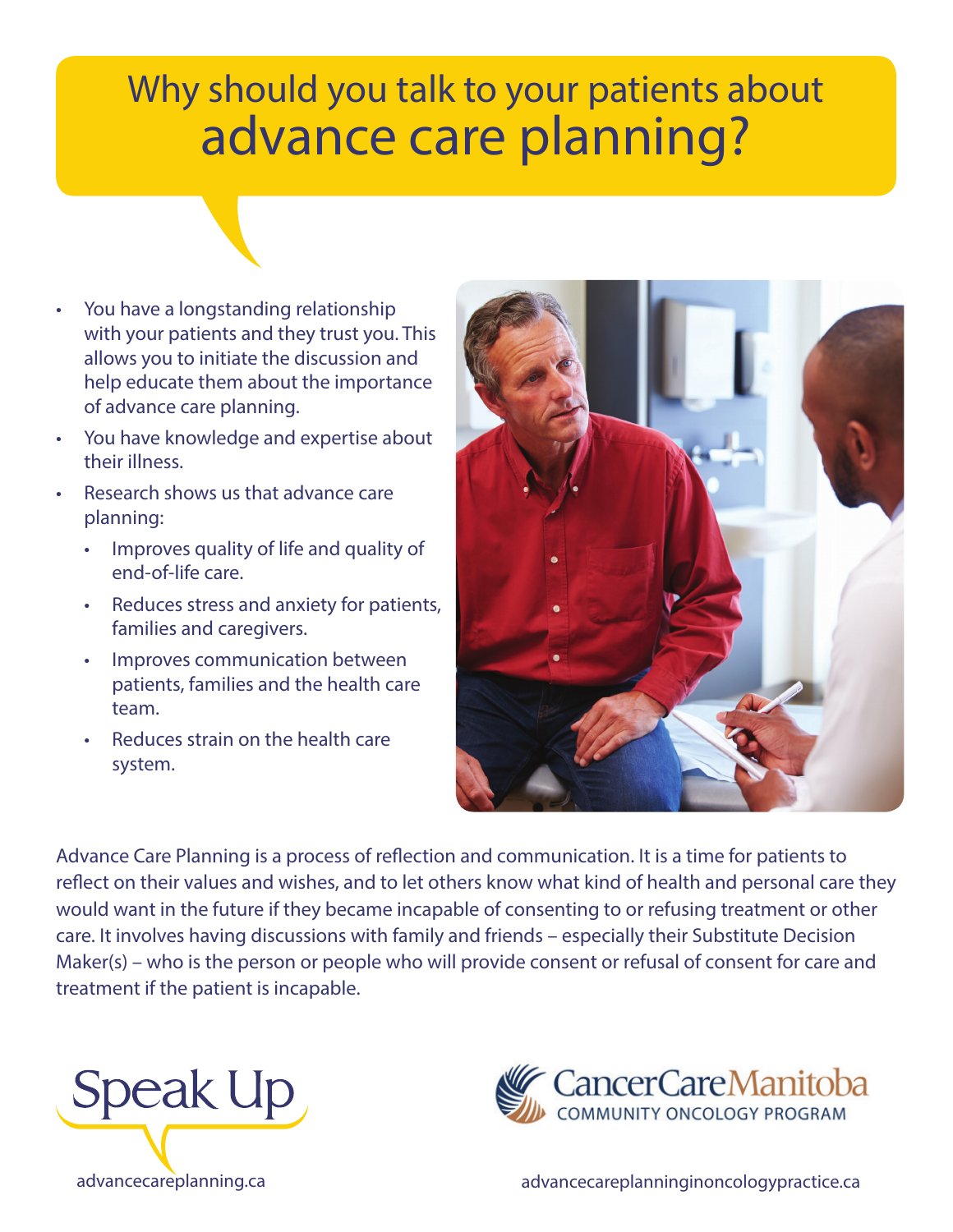# Why should you talk to your patients about advance care planning?

- You have a longstanding relationship with your patients and they trust you. This allows you to initiate the discussion and help educate them about the importance of advance care planning.
- You have knowledge and expertise about their illness.
- Research shows us that advance care planning:
  - Improves quality of life and quality of end-of-life care.
  - Reduces stress and anxiety for patients, families and caregivers.
  - Improves communication between patients, families and the health care team.
  - Reduces strain on the health care system.

Advance Care Planning is a process of reflection and communication. It is a time for patients to reflect on their values and wishes, and to let others know what kind of health and personal care they would want in the future if they became incapable of consenting to or refusing treatment or other care. It involves having discussions with family and friends – especially their Substitute Decision Maker(s) – who is the person or people who will provide consent or refusal of consent for care and treatment if the patient is incapable.

Speak Up

advancecareplanning.ca

CancerCareManitoba COMMUNITY ONCOLOGY PROGRAM

advancecareplanninginoncologypractice.ca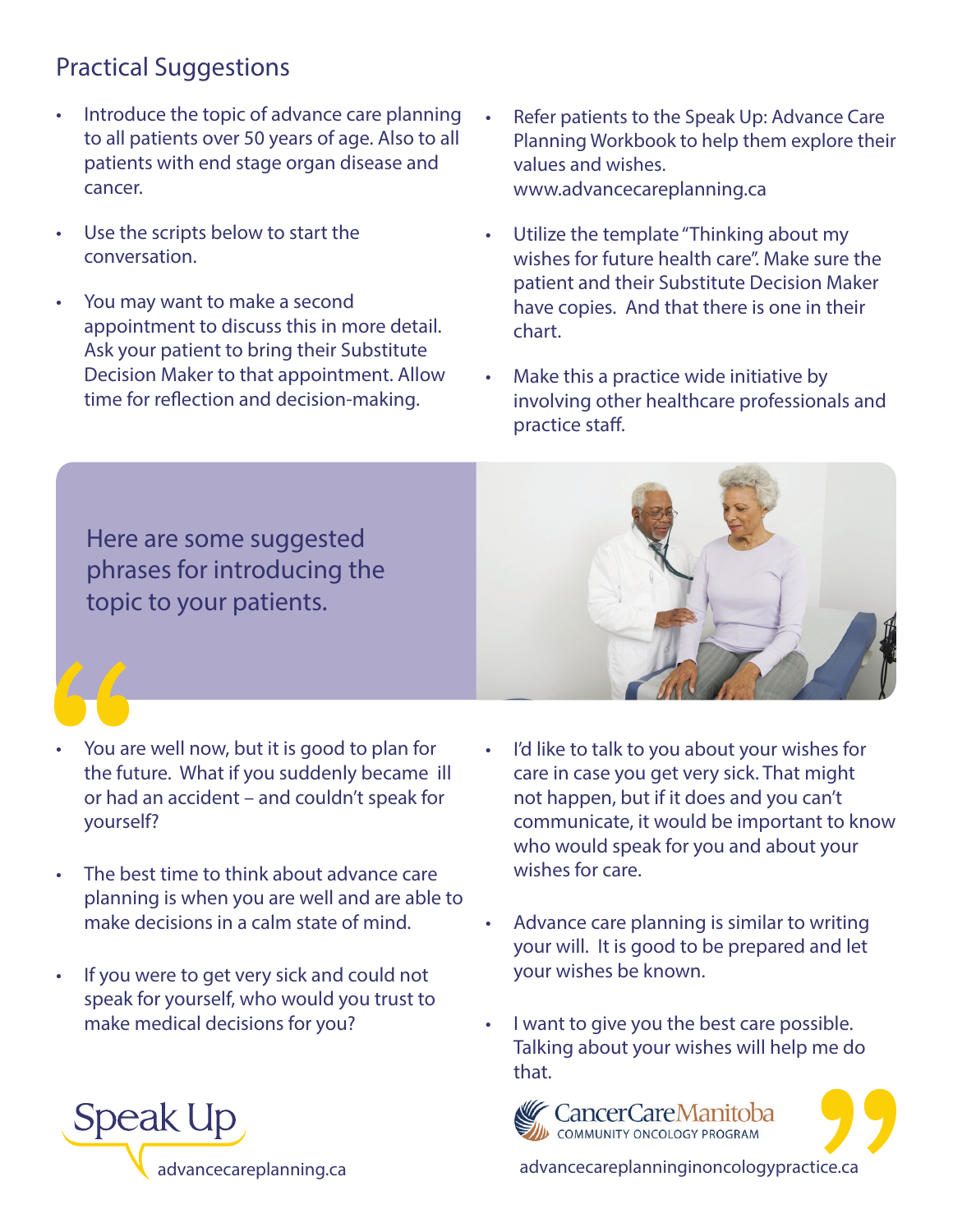## Practical Suggestions

- Introduce the topic of advance care planning to all patients over 50 years of age. Also to all patients with end stage organ disease and cancer.
- Use the scripts below to start the conversation.
- You may want to make a second appointment to discuss this in more detail. Ask your patient to bring their Substitute Decision Maker to that appointment. Allow time for reflection and decision-making.
- Refer patients to the Speak Up: Advance Care Planning Workbook to help them explore their values and wishes. www.advancecareplanning.ca
- Utilize the template "Thinking about my wishes for future health care". Make sure the patient and their Substitute Decision Maker have copies. And that there is one in their chart.
- Make this a practice wide initiative by involving other healthcare professionals and practice staff.

### Here are some suggested phrases for introducing the topic to your patients.

- You are well now, but it is good to plan for the future. What if you suddenly became ill or had an accident – and couldn't speak for yourself?
- The best time to think about advance care planning is when you are well and are able to make decisions in a calm state of mind.
- If you were to get very sick and could not speak for yourself, who would you trust to make medical decisions for you?
- I'd like to talk to you about your wishes for care in case you get very sick. That might not happen, but if it does and you can't communicate, it would be important to know who would speak for you and about your wishes for care.
- Advance care planning is similar to writing your will. It is good to be prepared and let your wishes be known.
- I want to give you the best care possible. Talking about your wishes will help me do that.

Speak Up
advancecareplanning.ca

CancerCare Manitoba
COMMUNITY ONCOLOGY PROGRAM
advancecareplanninginoncologypractice.ca